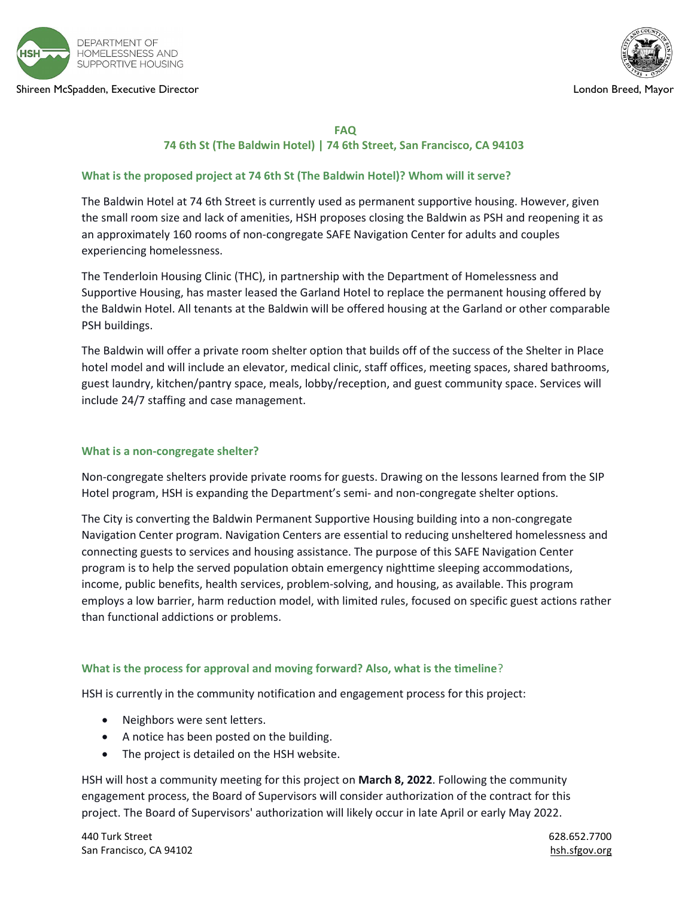DEPARTMENT OF HOMELESSNESS AND SUPPORTIVE HOUSING

Shireen McSpadden, Executive Director

London Breed, Mayor

# FAQ

## 74 6th St (The Baldwin Hotel) | 74 6th Street, San Francisco, CA 94103

### What is the proposed project at 74 6th St (The Baldwin Hotel)? Whom will it serve?

The Baldwin Hotel at 74 6th Street is currently used as permanent supportive housing. However, given the small room size and lack of amenities, HSH proposes closing the Baldwin as PSH and reopening it as an approximately 160 rooms of non-congregate SAFE Navigation Center for adults and couples experiencing homelessness.

The Tenderloin Housing Clinic (THC), in partnership with the Department of Homelessness and Supportive Housing, has master leased the Garland Hotel to replace the permanent housing offered by the Baldwin Hotel. All tenants at the Baldwin will be offered housing at the Garland or other comparable PSH buildings.

The Baldwin will offer a private room shelter option that builds off of the success of the Shelter in Place hotel model and will include an elevator, medical clinic, staff offices, meeting spaces, shared bathrooms, guest laundry, kitchen/pantry space, meals, lobby/reception, and guest community space. Services will include 24/7 staffing and case management.

### What is a non-congregate shelter?

Non-congregate shelters provide private rooms for guests. Drawing on the lessons learned from the SIP Hotel program, HSH is expanding the Department's semi- and non-congregate shelter options.

The City is converting the Baldwin Permanent Supportive Housing building into a non-congregate Navigation Center program. Navigation Centers are essential to reducing unsheltered homelessness and connecting guests to services and housing assistance. The purpose of this SAFE Navigation Center program is to help the served population obtain emergency nighttime sleeping accommodations, income, public benefits, health services, problem-solving, and housing, as available. This program employs a low barrier, harm reduction model, with limited rules, focused on specific guest actions rather than functional addictions or problems.

### What is the process for approval and moving forward? Also, what is the timeline?

HSH is currently in the community notification and engagement process for this project:

- Neighbors were sent letters.
- A notice has been posted on the building.
- The project is detailed on the HSH website.

HSH will host a community meeting for this project on **March 8, 2022**. Following the community engagement process, the Board of Supervisors will consider authorization of the contract for this project. The Board of Supervisors' authorization will likely occur in late April or early May 2022.

440 Turk Street
San Francisco, CA 94102

628.652.7700
hsh.sfgov.org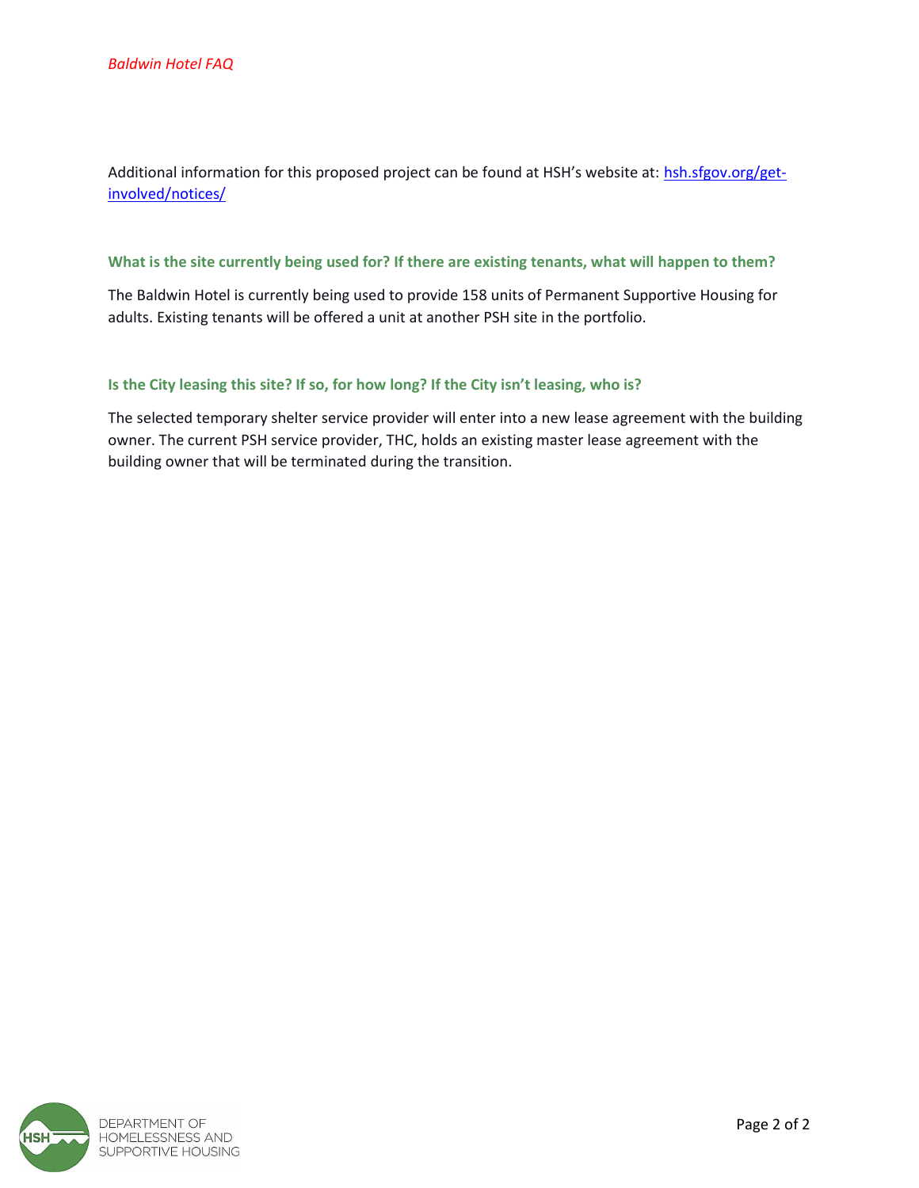Additional information for this proposed project can be found at HSH's website at: [hsh.sfgov.org/get-involved/notices/](https://hsh.sfgov.org/get-involved/notices/)

### What is the site currently being used for? If there are existing tenants, what will happen to them?

The Baldwin Hotel is currently being used to provide 158 units of Permanent Supportive Housing for adults. Existing tenants will be offered a unit at another PSH site in the portfolio.

### Is the City leasing this site? If so, for how long? If the City isn't leasing, who is?

The selected temporary shelter service provider will enter into a new lease agreement with the building owner. The current PSH service provider, THC, holds an existing master lease agreement with the building owner that will be terminated during the transition.